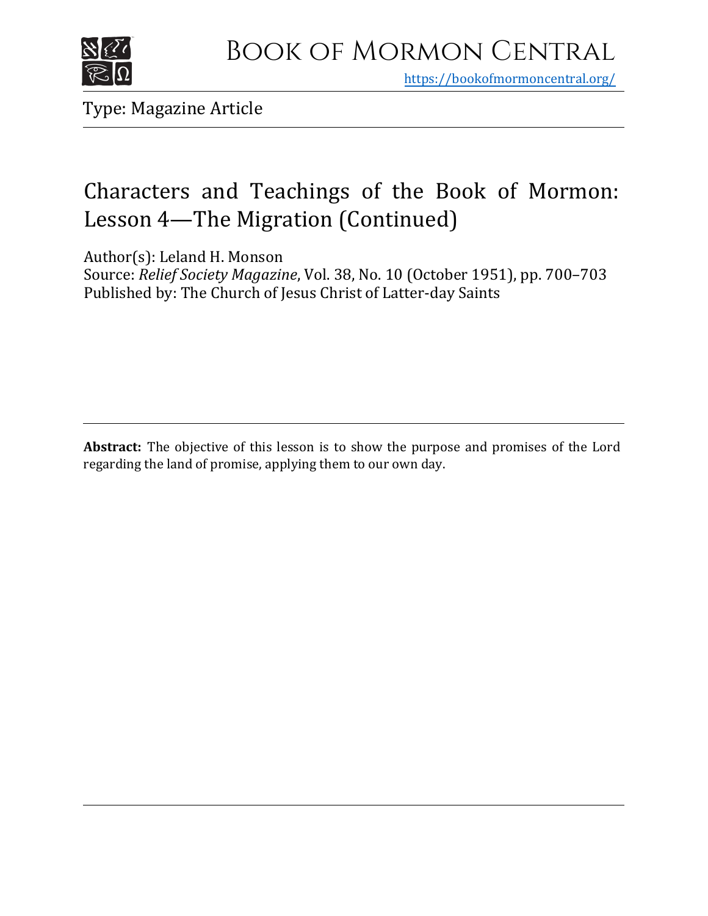Book of Mormon Central

https://bookofmormoncentral.org/

Type: Magazine Article

# Characters and Teachings of the Book of Mormon: Lesson 4—The Migration (Continued)

Author(s): Leland H. Monson
Source: *Relief Society Magazine*, Vol. 38, No. 10 (October 1951), pp. 700–703
Published by: The Church of Jesus Christ of Latter-day Saints

**Abstract:** The objective of this lesson is to show the purpose and promises of the Lord regarding the land of promise, applying them to our own day.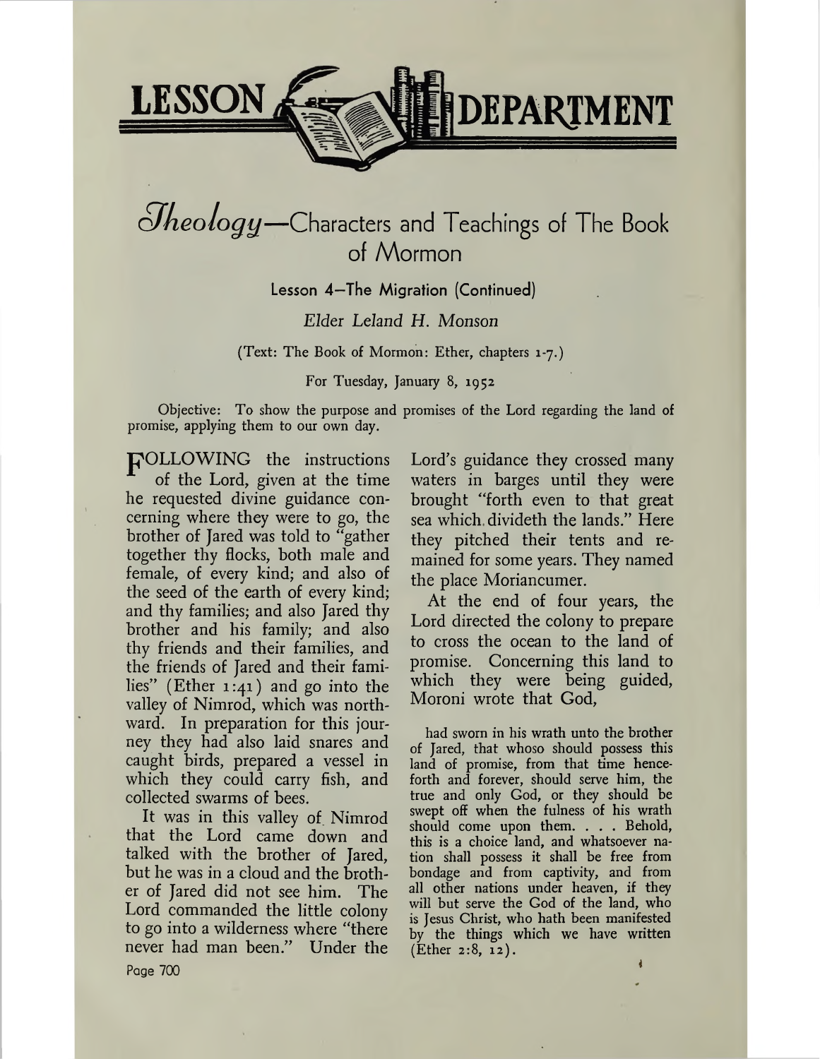# LESSON DEPARTMENT

## *Theology*—Characters and Teachings of The Book of Mormon

### Lesson 4—The Migration (Continued)

*Elder Leland H. Monson*

(Text: The Book of Mormon: Ether, chapters 1-7.)

For Tuesday, January 8, 1952

Objective: To show the purpose and promises of the Lord regarding the land of promise, applying them to our own day.

FOLLOWING the instructions of the Lord, given at the time he requested divine guidance concerning where they were to go, the brother of Jared was told to "gather together thy flocks, both male and female, of every kind; and also of the seed of the earth of every kind; and thy families; and also Jared thy brother and his family; and also thy friends and their families, and the friends of Jared and their families" (Ether 1:41) and go into the valley of Nimrod, which was northward. In preparation for this journey they had also laid snares and caught birds, prepared a vessel in which they could carry fish, and collected swarms of bees.

It was in this valley of Nimrod that the Lord came down and talked with the brother of Jared, but he was in a cloud and the brother of Jared did not see him. The Lord commanded the little colony to go into a wilderness where "there never had man been." Under the Lord's guidance they crossed many waters in barges until they were brought "forth even to that great sea which divideth the lands." Here they pitched their tents and remained for some years. They named the place Moriancumer.

At the end of four years, the Lord directed the colony to prepare to cross the ocean to the land of promise. Concerning this land to which they were being guided, Moroni wrote that God,

> had sworn in his wrath unto the brother of Jared, that whoso should possess this land of promise, from that time henceforth and forever, should serve him, the true and only God, or they should be swept off when the fulness of his wrath should come upon them. . . . Behold, this is a choice land, and whatsoever nation shall possess it shall be free from bondage and from captivity, and from all other nations under heaven, if they will but serve the God of the land, who is Jesus Christ, who hath been manifested by the things which we have written (Ether 2:8, 12).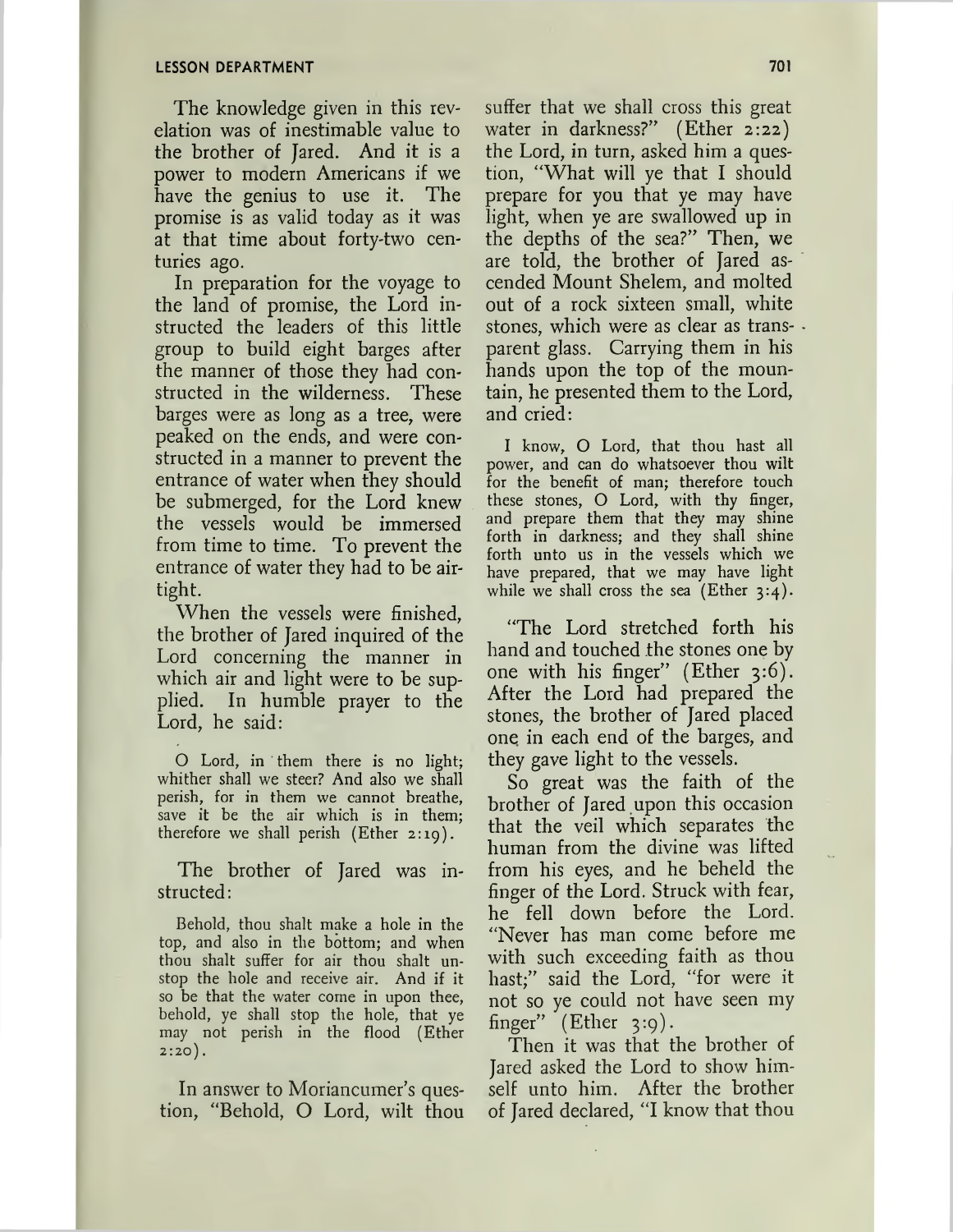The knowledge given in this revelation was of inestimable value to the brother of Jared. And it is a power to modern Americans if we have the genius to use it. The promise is as valid today as it was at that time about forty-two centuries ago.

In preparation for the voyage to the land of promise, the Lord instructed the leaders of this little group to build eight barges after the manner of those they had constructed in the wilderness. These barges were as long as a tree, were peaked on the ends, and were constructed in a manner to prevent the entrance of water when they should be submerged, for the Lord knew the vessels would be immersed from time to time. To prevent the entrance of water they had to be airtight.

When the vessels were finished, the brother of Jared inquired of the Lord concerning the manner in which air and light were to be supplied. In humble prayer to the Lord, he said:

> O Lord, in them there is no light; whither shall we steer? And also we shall perish, for in them we cannot breathe, save it be the air which is in them; therefore we shall perish (Ether 2:19).

The brother of Jared was instructed:

> Behold, thou shalt make a hole in the top, and also in the bottom; and when thou shalt suffer for air thou shalt unstop the hole and receive air. And if it so be that the water come in upon thee, behold, ye shall stop the hole, that ye may not perish in the flood (Ether 2:20).

In answer to Moriancumer's question, "Behold, O Lord, wilt thou suffer that we shall cross this great water in darkness?" (Ether 2:22) the Lord, in turn, asked him a question, "What will ye that I should prepare for you that ye may have light, when ye are swallowed up in the depths of the sea?" Then, we are told, the brother of Jared ascended Mount Shelem, and molted out of a rock sixteen small, white stones, which were as clear as transparent glass. Carrying them in his hands upon the top of the mountain, he presented them to the Lord, and cried:

> I know, O Lord, that thou hast all power, and can do whatsoever thou wilt for the benefit of man; therefore touch these stones, O Lord, with thy finger, and prepare them that they may shine forth in darkness; and they shall shine forth unto us in the vessels which we have prepared, that we may have light while we shall cross the sea (Ether 3:4).

"The Lord stretched forth his hand and touched the stones one by one with his finger" (Ether 3:6). After the Lord had prepared the stones, the brother of Jared placed one in each end of the barges, and they gave light to the vessels.

So great was the faith of the brother of Jared upon this occasion that the veil which separates the human from the divine was lifted from his eyes, and he beheld the finger of the Lord. Struck with fear, he fell down before the Lord. "Never has man come before me with such exceeding faith as thou hast;" said the Lord, "for were it not so ye could not have seen my finger" (Ether 3:9).

Then it was that the brother of Jared asked the Lord to show himself unto him. After the brother of Jared declared, "I know that thou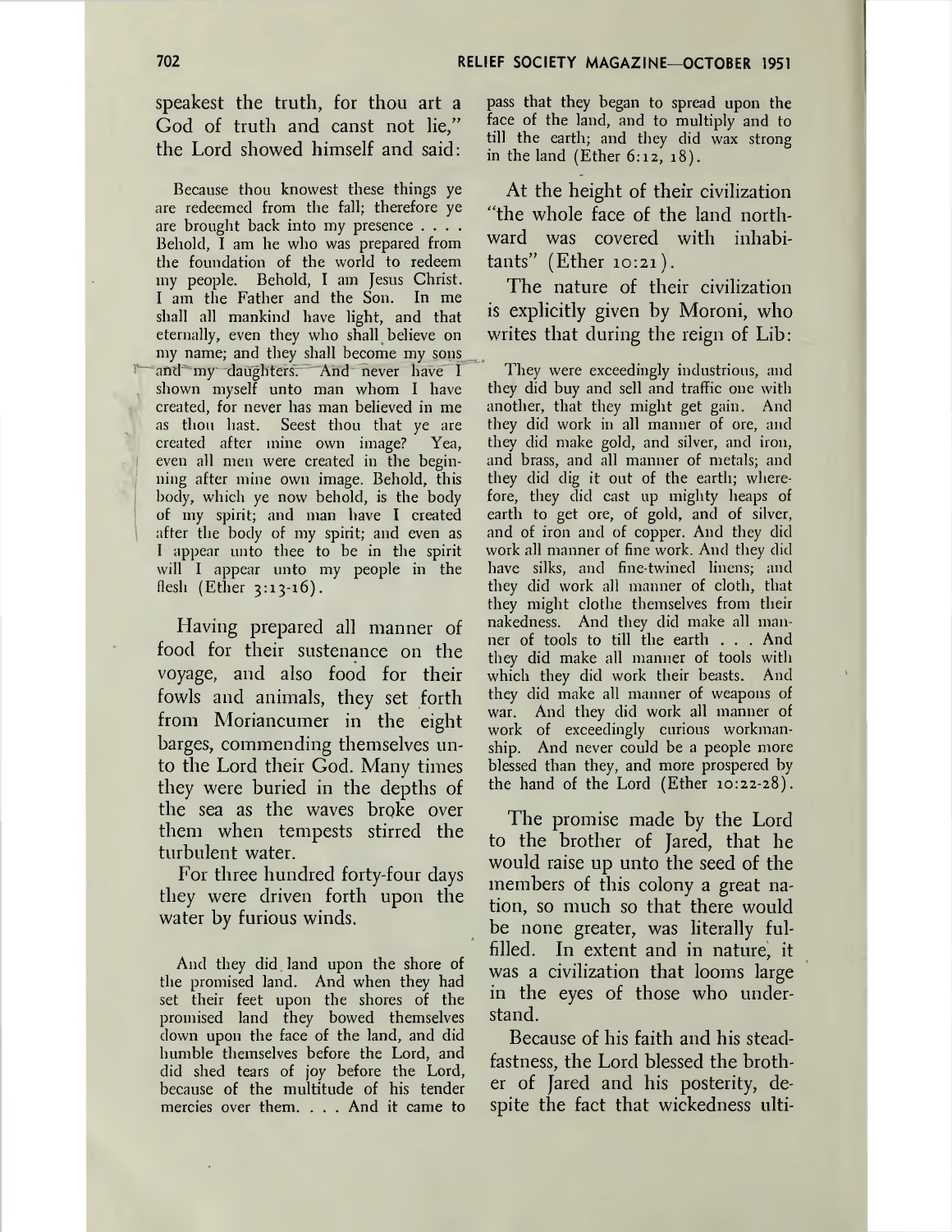speakest the truth, for thou art a God of truth and canst not lie," the Lord showed himself and said:

> Because thou knowest these things ye are redeemed from the fall; therefore ye are brought back into my presence . . . . Behold, I am he who was prepared from the foundation of the world to redeem my people. Behold, I am Jesus Christ. I am the Father and the Son. In me shall all mankind have light, and that eternally, even they who shall believe on my name; and they shall become my sons and my daughters. And never have I shown myself unto man whom I have created, for never has man believed in me as thou hast. Seest thou that ye are created after mine own image? Yea, even all men were created in the beginning after mine own image. Behold, this body, which ye now behold, is the body of my spirit; and man have I created after the body of my spirit; and even as I appear unto thee to be in the spirit will I appear unto my people in the flesh (Ether 3:13-16).

Having prepared all manner of food for their sustenance on the voyage, and also food for their fowls and animals, they set forth from Moriancumer in the eight barges, commending themselves unto the Lord their God. Many times they were buried in the depths of the sea as the waves broke over them when tempests stirred the turbulent water.

For three hundred forty-four days they were driven forth upon the water by furious winds.

> And they did land upon the shore of the promised land. And when they had set their feet upon the shores of the promised land they bowed themselves down upon the face of the land, and did humble themselves before the Lord, and did shed tears of joy before the Lord, because of the multitude of his tender mercies over them. . . . And it came to pass that they began to spread upon the face of the land, and to multiply and to till the earth; and they did wax strong in the land (Ether 6:12, 18).

At the height of their civilization "the whole face of the land northward was covered with inhabitants" (Ether 10:21).

The nature of their civilization is explicitly given by Moroni, who writes that during the reign of Lib:

> They were exceedingly industrious, and they did buy and sell and traffic one with another, that they might get gain. And they did work in all manner of ore, and they did make gold, and silver, and iron, and brass, and all manner of metals; and they did dig it out of the earth; wherefore, they did cast up mighty heaps of earth to get ore, of gold, and of silver, and of iron and of copper. And they did work all manner of fine work. And they did have silks, and fine-twined linens; and they did work all manner of cloth, that they might clothe themselves from their nakedness. And they did make all manner of tools to till the earth . . . And they did make all manner of tools with which they did work their beasts. And they did make all manner of weapons of war. And they did work all manner of work of exceedingly curious workmanship. And never could be a people more blessed than they, and more prospered by the hand of the Lord (Ether 10:22-28).

The promise made by the Lord to the brother of Jared, that he would raise up unto the seed of the members of this colony a great nation, so much so that there would be none greater, was literally fulfilled. In extent and in nature, it was a civilization that looms large in the eyes of those who understand.

Because of his faith and his steadfastness, the Lord blessed the brother of Jared and his posterity, despite the fact that wickedness ulti-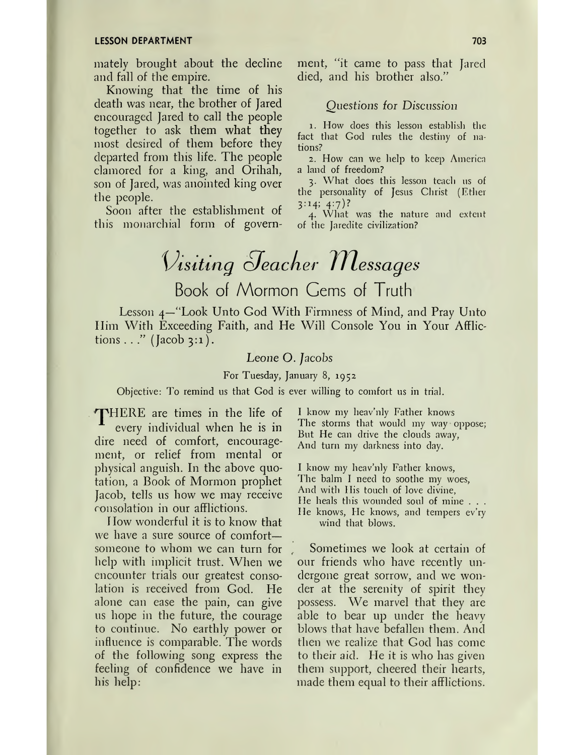mately brought about the decline and fall of the empire.

Knowing that the time of his death was near, the brother of Jared encouraged Jared to call the people together to ask them what they most desired of them before they departed from this life. The people clamored for a king, and Orihah, son of Jared, was anointed king over the people.

Soon after the establishment of this monarchial form of government, "it came to pass that Jared died, and his brother also."

### *Questions for Discussion*

1. How does this lesson establish the fact that God rules the destiny of nations?
2. How can we help to keep America a land of freedom?
3. What does this lesson teach us of the personality of Jesus Christ (Ether 3:14; 4:7)?
4. What was the nature and extent of the Jaredite civilization?

# *Visiting Teacher Messages*

## Book of Mormon Gems of Truth

Lesson 4—"Look Unto God With Firmness of Mind, and Pray Unto Him With Exceeding Faith, and He Will Console You in Your Afflictions . . ." (Jacob 3:1).

*Leone O. Jacobs*

For Tuesday, January 8, 1952

Objective: To remind us that God is ever willing to comfort us in trial.

THERE are times in the life of every individual when he is in dire need of comfort, encouragement, or relief from mental or physical anguish. In the above quotation, a Book of Mormon prophet Jacob, tells us how we may receive consolation in our afflictions.

How wonderful it is to know that we have a sure source of comfort—someone to whom we can turn for help with implicit trust. When we encounter trials our greatest consolation is received from God. He alone can ease the pain, can give us hope in the future, the courage to continue. No earthly power or influence is comparable. The words of the following song express the feeling of confidence we have in his help:

I know my heav'nly Father knows
The storms that would my way oppose;
But He can drive the clouds away,
And turn my darkness into day.

I know my heav'nly Father knows,
The balm I need to soothe my woes,
And with His touch of love divine,
He heals this wounded soul of mine . . .
He knows, He knows, and tempers ev'ry wind that blows.

Sometimes we look at certain of our friends who have recently undergone great sorrow, and we wonder at the serenity of spirit they possess. We marvel that they are able to bear up under the heavy blows that have befallen them. And then we realize that God has come to their aid. He it is who has given them support, cheered their hearts, made them equal to their afflictions.